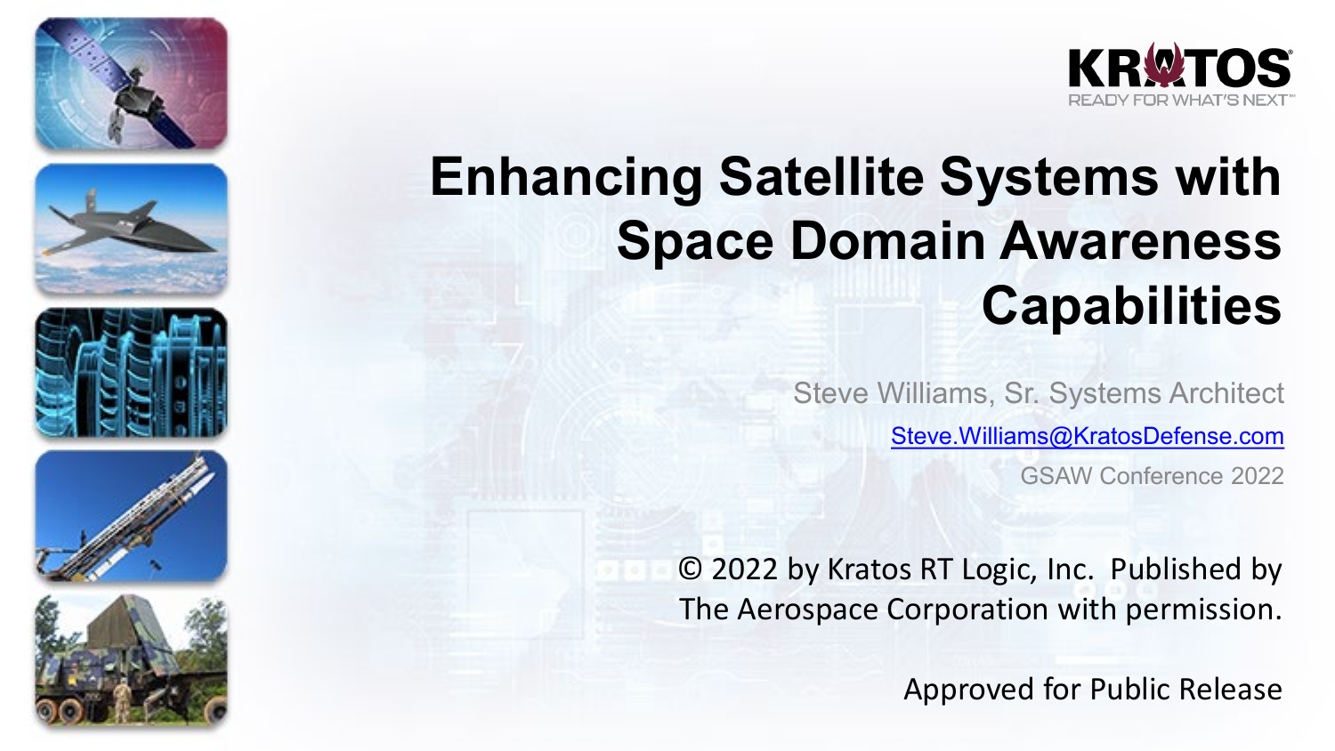KRATOS

READY FOR WHAT'S NEXT™

# Enhancing Satellite Systems with Space Domain Awareness Capabilities

Steve Williams, Sr. Systems Architect

Steve.Williams@KratosDefense.com

GSAW Conference 2022

© 2022 by Kratos RT Logic, Inc. Published by The Aerospace Corporation with permission.

Approved for Public Release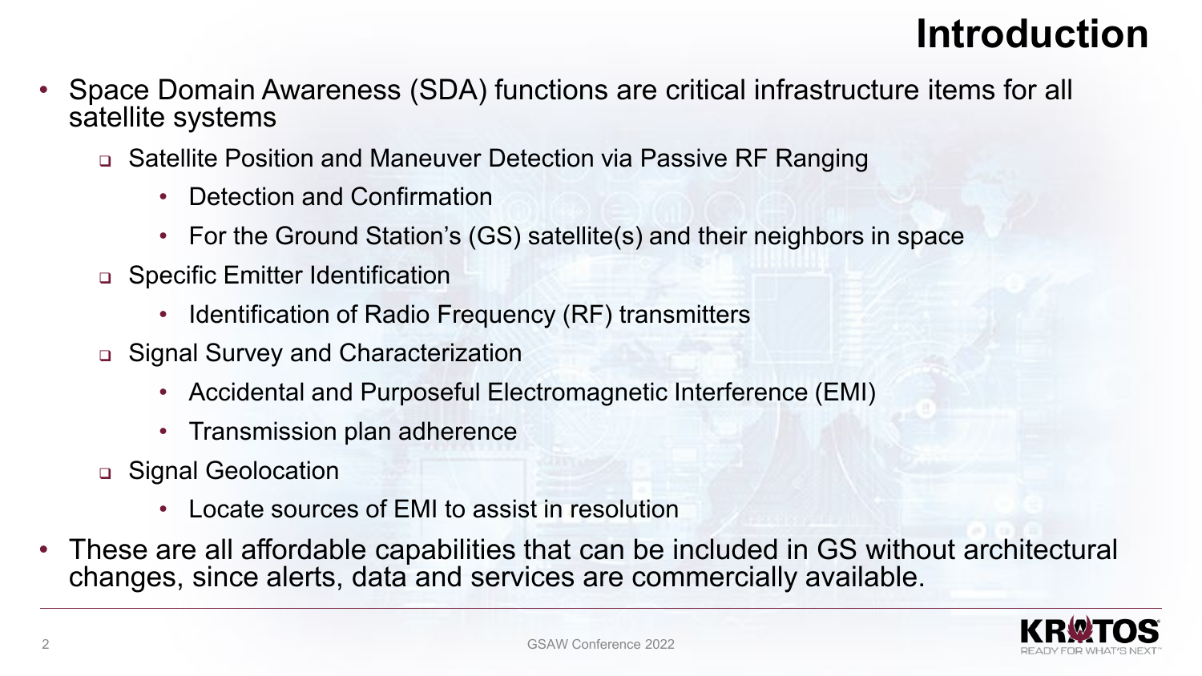# Introduction

- Space Domain Awareness (SDA) functions are critical infrastructure items for all satellite systems
  - Satellite Position and Maneuver Detection via Passive RF Ranging
    - Detection and Confirmation
    - For the Ground Station's (GS) satellite(s) and their neighbors in space
  - Specific Emitter Identification
    - Identification of Radio Frequency (RF) transmitters
  - Signal Survey and Characterization
    - Accidental and Purposeful Electromagnetic Interference (EMI)
    - Transmission plan adherence
  - Signal Geolocation
    - Locate sources of EMI to assist in resolution
- These are all affordable capabilities that can be included in GS without architectural changes, since alerts, data and services are commercially available.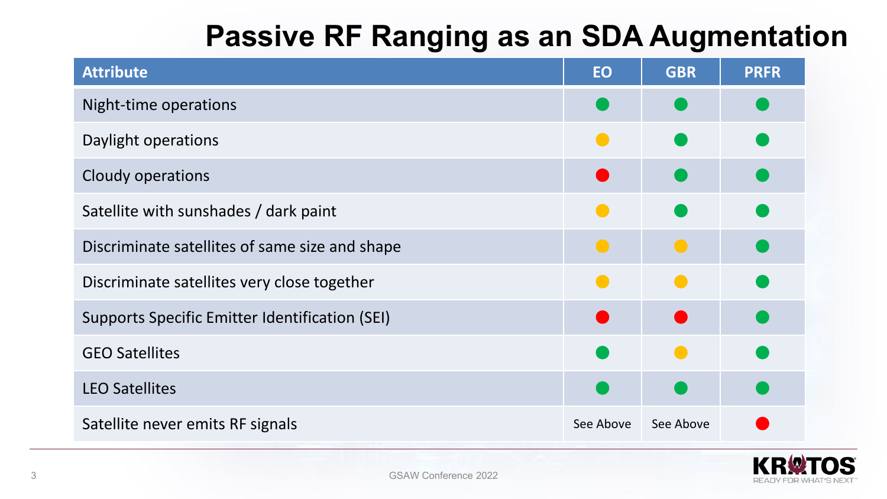# Passive RF Ranging as an SDA Augmentation

| Attribute | EO | GBR | PRFR |
|---|---|---|---|
| Night-time operations | 🟢 | 🟢 | 🟢 |
| Daylight operations | 🟡 | 🟢 | 🟢 |
| Cloudy operations | 🔴 | 🟢 | 🟢 |
| Satellite with sunshades / dark paint | 🟡 | 🟢 | 🟢 |
| Discriminate satellites of same size and shape | 🟡 | 🟡 | 🟢 |
| Discriminate satellites very close together | 🟡 | 🟡 | 🟢 |
| Supports Specific Emitter Identification (SEI) | 🔴 | 🔴 | 🟢 |
| GEO Satellites | 🟢 | 🟡 | 🟢 |
| LEO Satellites | 🟢 | 🟢 | 🟢 |
| Satellite never emits RF signals | See Above | See Above | 🔴 |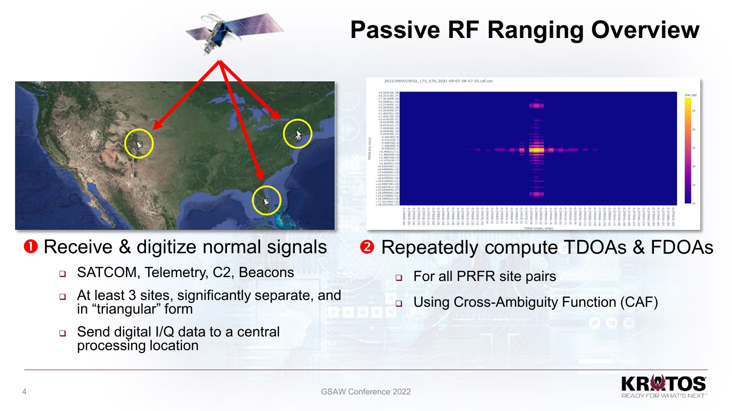# Passive RF Ranging Overview

❶ Receive & digitize normal signals

- SATCOM, Telemetry, C2, Beacons
- At least 3 sites, significantly separate, and in “triangular” form
- Send digital I/Q data to a central processing location

❷ Repeatedly compute TDOAs & FDOAs

- For all PRFR site pairs
- Using Cross-Ambiguity Function (CAF)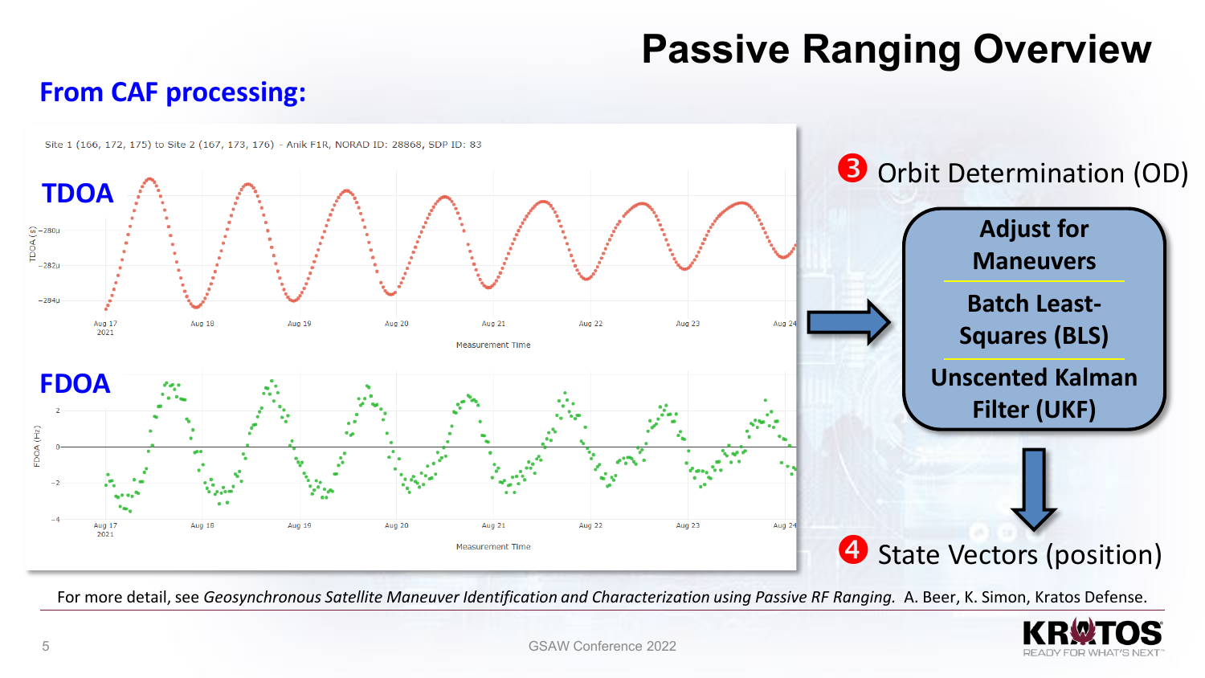# Passive Ranging Overview

## From CAF processing:

Site 1 (166, 172, 175) to Site 2 (167, 173, 176) - Anik F1R, NORAD ID: 28868, SDP ID: 83

**TDOA**

**FDOA**

❸ Orbit Determination (OD)

- **Adjust for Maneuvers**
- **Batch Least-Squares (BLS)**
- **Unscented Kalman Filter (UKF)**

❹ State Vectors (position)

For more detail, see *Geosynchronous Satellite Maneuver Identification and Characterization using Passive RF Ranging.* A. Beer, K. Simon, Kratos Defense.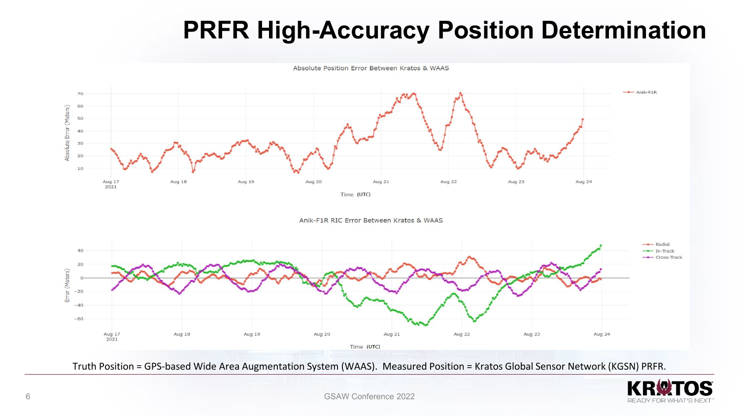# PRFR High-Accuracy Position Determination

Absolute Position Error Between Kratos & WAAS

Anik-F1R RIC Error Between Kratos & WAAS

Truth Position = GPS-based Wide Area Augmentation System (WAAS). Measured Position = Kratos Global Sensor Network (KGSN) PRFR.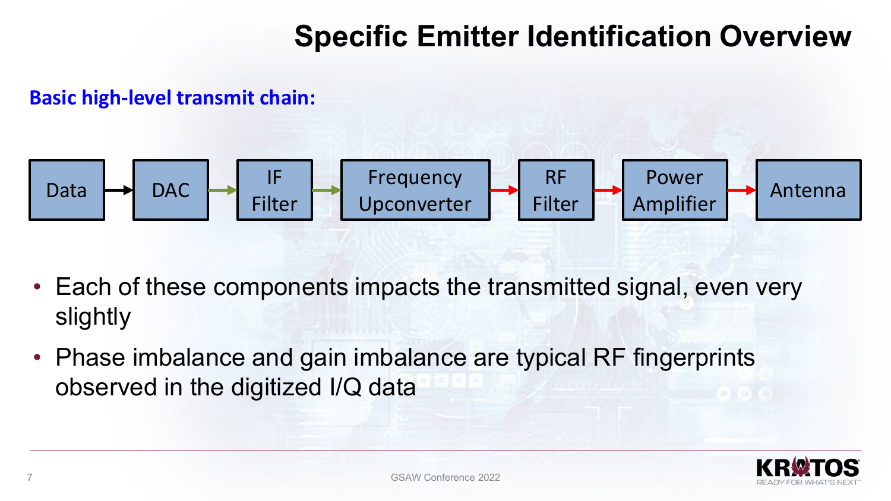# Specific Emitter Identification Overview

**Basic high-level transmit chain:**

Data → DAC → IF Filter → Frequency Upconverter → RF Filter → Power Amplifier → Antenna

- Each of these components impacts the transmitted signal, even very slightly
- Phase imbalance and gain imbalance are typical RF fingerprints observed in the digitized I/Q data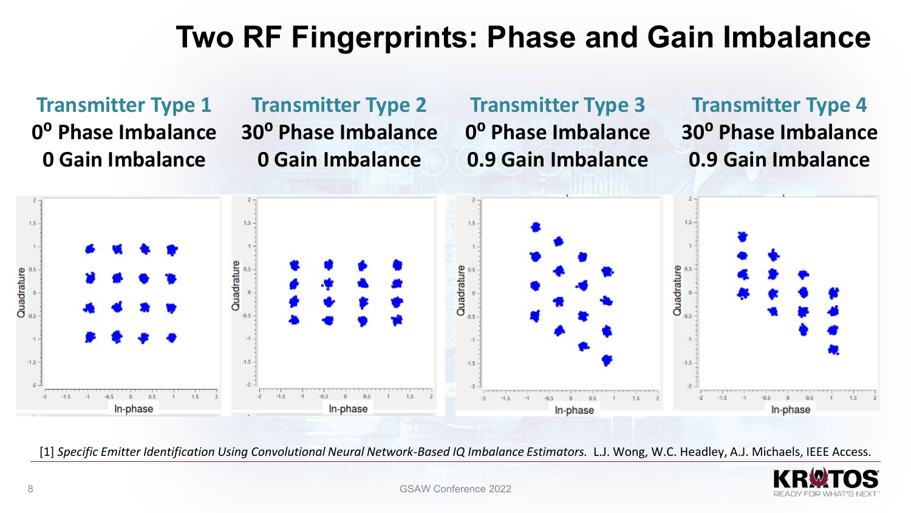# Two RF Fingerprints: Phase and Gain Imbalance

**Transmitter Type 1**
**$0^{o}$ Phase Imbalance**
**0 Gain Imbalance**

**Transmitter Type 2**
**$30^{o}$ Phase Imbalance**
**0 Gain Imbalance**

**Transmitter Type 3**
**$0^{o}$ Phase Imbalance**
**0.9 Gain Imbalance**

**Transmitter Type 4**
**$30^{o}$ Phase Imbalance**
**0.9 Gain Imbalance**

[1] *Specific Emitter Identification Using Convolutional Neural Network-Based IQ Imbalance Estimators.* L.J. Wong, W.C. Headley, A.J. Michaels, IEEE Access.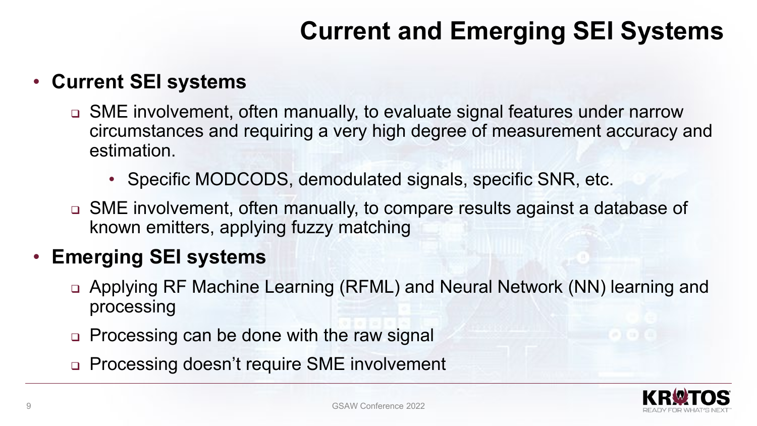# Current and Emerging SEI Systems

- **Current SEI systems**
  - SME involvement, often manually, to evaluate signal features under narrow circumstances and requiring a very high degree of measurement accuracy and estimation.
    - Specific MODCODS, demodulated signals, specific SNR, etc.
  - SME involvement, often manually, to compare results against a database of known emitters, applying fuzzy matching
- **Emerging SEI systems**
  - Applying RF Machine Learning (RFML) and Neural Network (NN) learning and processing
  - Processing can be done with the raw signal
  - Processing doesn't require SME involvement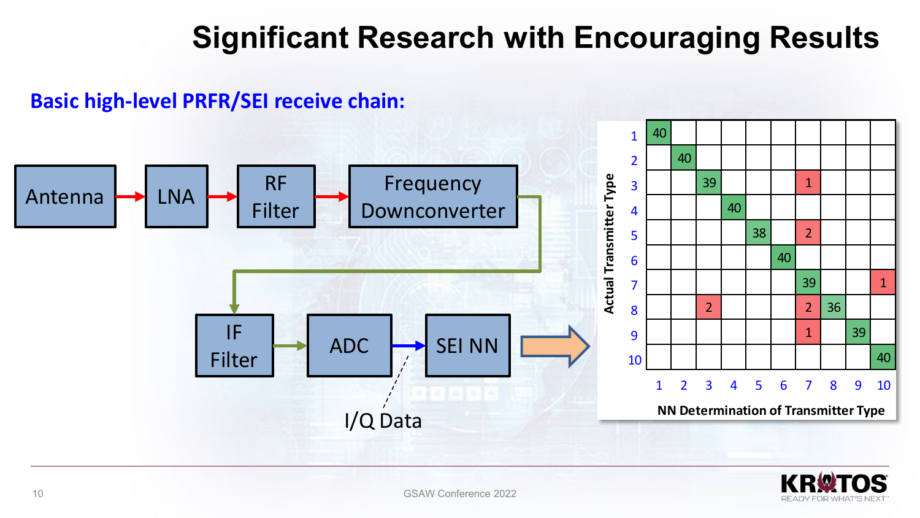# Significant Research with Encouraging Results

**Basic high-level PRFR/SEI receive chain:**

Antenna → LNA → RF Filter → Frequency Downconverter → IF Filter → ADC → SEI NN

I/Q Data

| Actual Transmitter Type \ NN Determination of Transmitter Type | 1 | 2 | 3 | 4 | 5 | 6 | 7 | 8 | 9 | 10 |
|---|---|---|---|---|---|---|---|---|---|---|
| 1 | 40 | | | | | | | | | |
| 2 | | 40 | | | | | | | | |
| 3 | | | 39 | | | | 1 | | | |
| 4 | | | | 40 | | | | | | |
| 5 | | | | | 38 | | 2 | | | |
| 6 | | | | | | 40 | | | | |
| 7 | | | | | | | 39 | | | 1 |
| 8 | | | 2 | | | | 2 | 36 | | |
| 9 | | | | | | | 1 | | 39 | |
| 10 | | | | | | | | | | 40 |

GSAW Conference 2022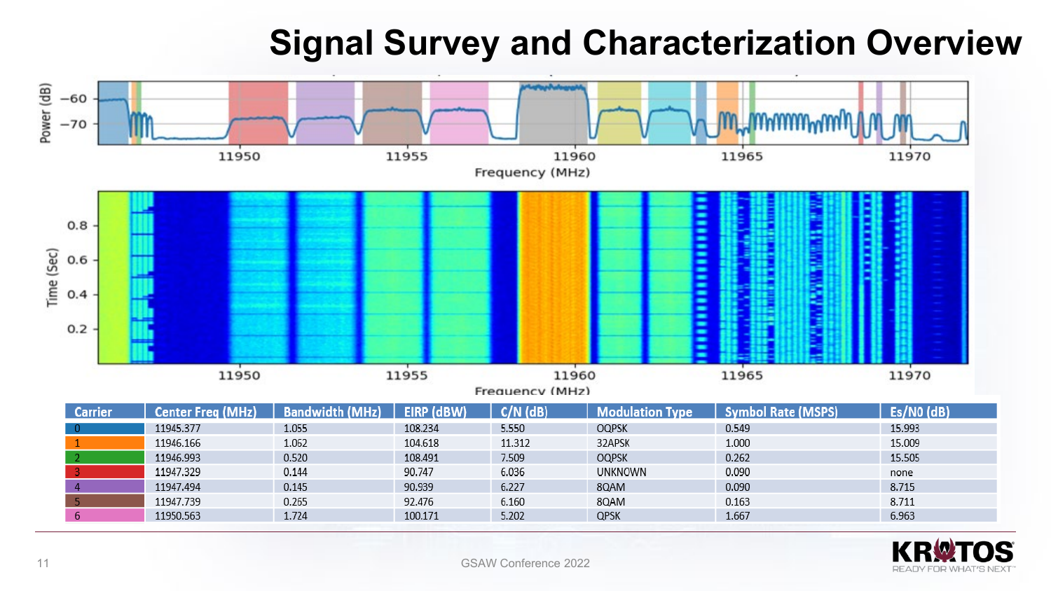# Signal Survey and Characterization Overview

| Carrier | Center Freq (MHz) | Bandwidth (MHz) | EIRP (dBW) | C/N (dB) | Modulation Type | Symbol Rate (MSPS) | Es/N0 (dB) |
|---|---|---|---|---|---|---|---|
| 0 | 11945.377 | 1.055 | 108.234 | 5.550 | OQPSK | 0.549 | 15.993 |
| 1 | 11946.166 | 1.062 | 104.618 | 11.312 | 32APSK | 1.000 | 15.009 |
| 2 | 11946.993 | 0.520 | 108.491 | 7.509 | OQPSK | 0.262 | 15.505 |
| 3 | 11947.329 | 0.144 | 90.747 | 6.036 | UNKNOWN | 0.090 | none |
| 4 | 11947.494 | 0.145 | 90.939 | 6.227 | 8QAM | 0.090 | 8.715 |
| 5 | 11947.739 | 0.265 | 92.476 | 6.160 | 8QAM | 0.163 | 8.711 |
| 6 | 11950.563 | 1.724 | 100.171 | 5.202 | QPSK | 1.667 | 6.963 |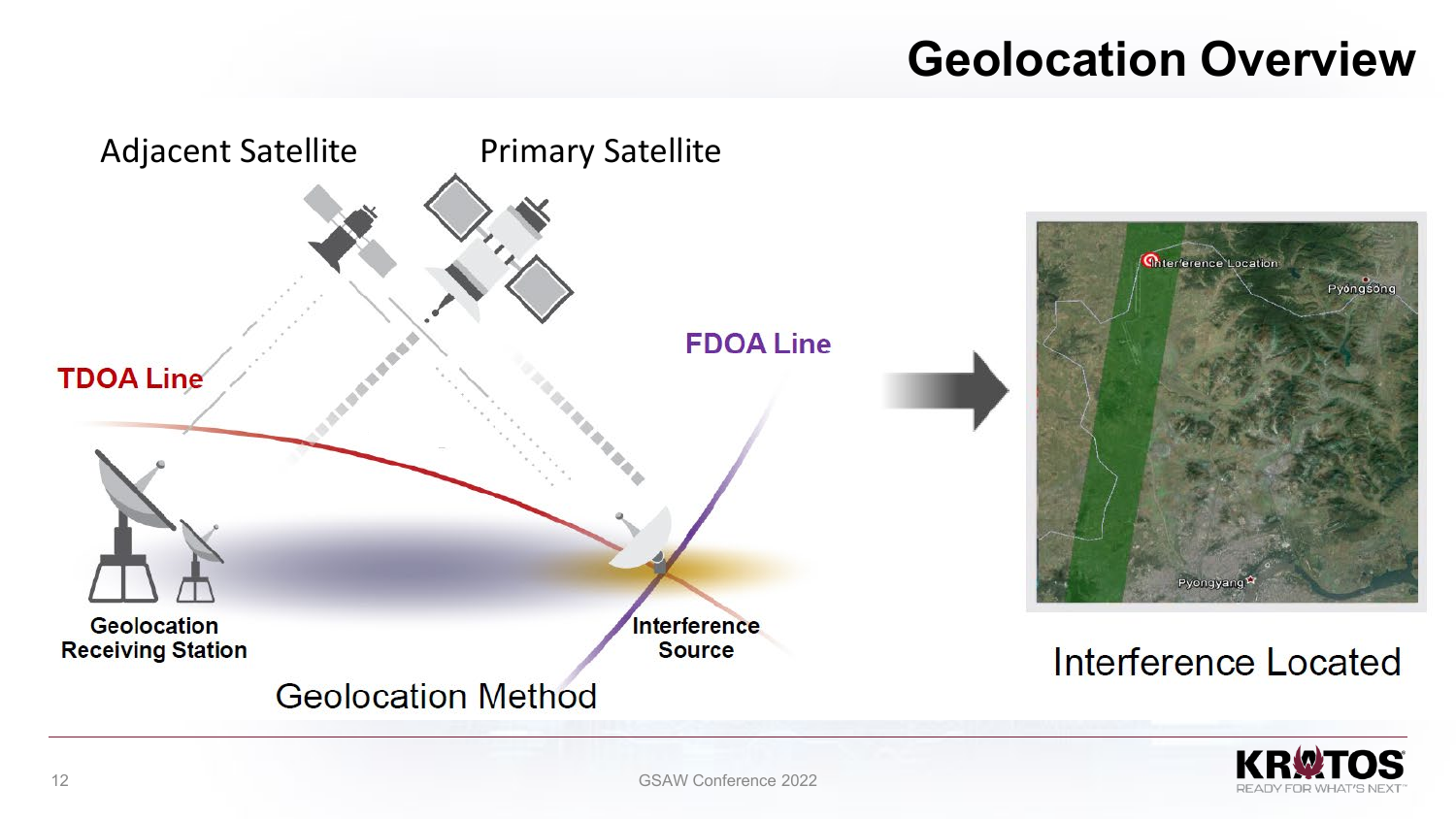# Geolocation Overview

Adjacent Satellite

Primary Satellite

TDOA Line

FDOA Line

Geolocation Receiving Station

Interference Source

Geolocation Method

Interference Location

Pyongsong

Pyongyang

Interference Located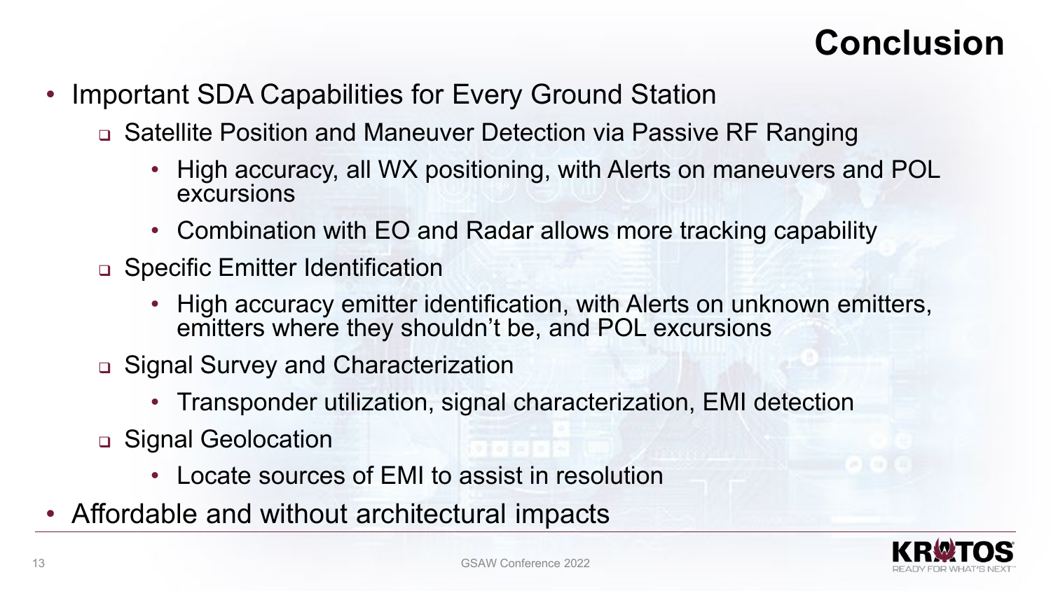# Conclusion

- Important SDA Capabilities for Every Ground Station
  - Satellite Position and Maneuver Detection via Passive RF Ranging
    - High accuracy, all WX positioning, with Alerts on maneuvers and POL excursions
    - Combination with EO and Radar allows more tracking capability
  - Specific Emitter Identification
    - High accuracy emitter identification, with Alerts on unknown emitters, emitters where they shouldn't be, and POL excursions
  - Signal Survey and Characterization
    - Transponder utilization, signal characterization, EMI detection
  - Signal Geolocation
    - Locate sources of EMI to assist in resolution
- Affordable and without architectural impacts